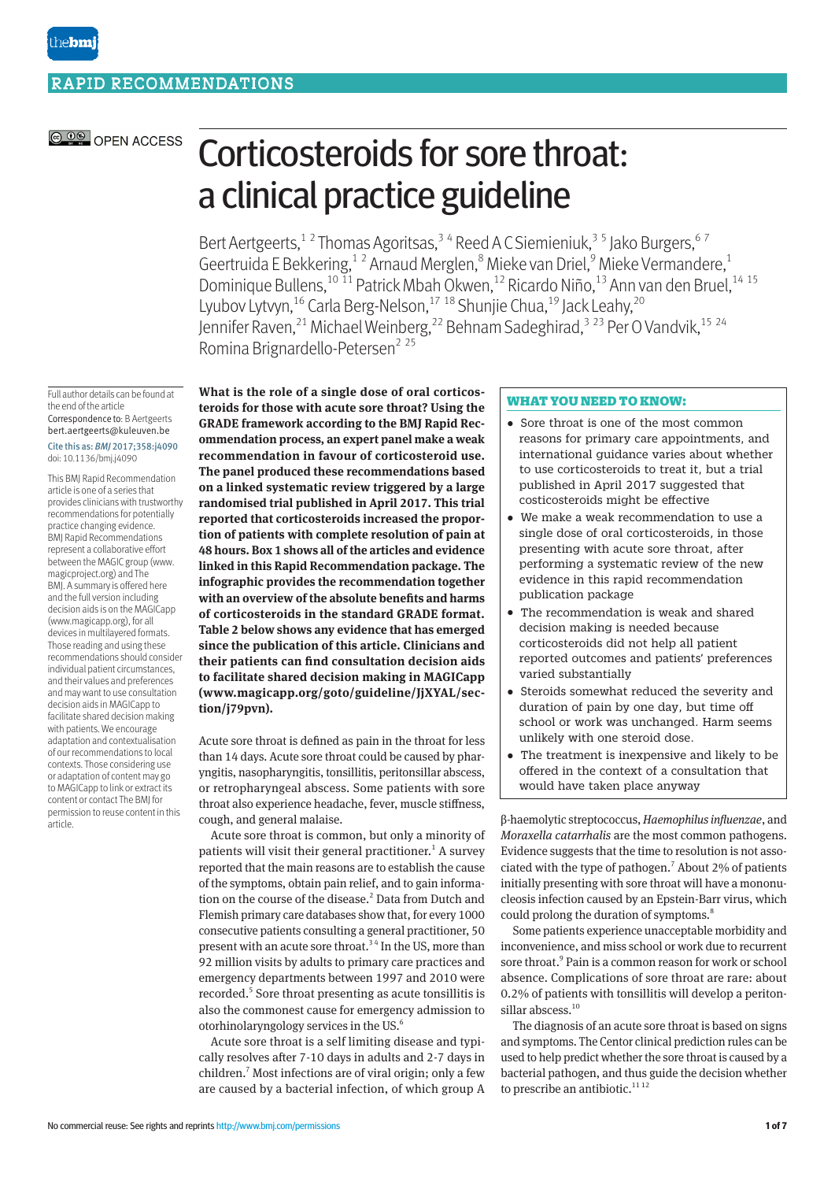RAPID RECOMMENDATIONS

OPEN ACCESS

# Corticosteroids for sore throat: a clinical practice guideline

Bert Aertgeerts,[1 2] Thomas Agoritsas,[3 4] Reed A C Siemieniuk,[3 5] Jako Burgers,[6 7] Geertruida E Bekkering,[1 2] Arnaud Merglen,[8] Mieke van Driel,[9] Mieke Vermandere,[1] Dominique Bullens,[10 11] Patrick Mbah Okwen,[12] Ricardo Niño,[13] Ann van den Bruel,[14 15] Lyubov Lytvyn,[16] Carla Berg-Nelson,[17 18] Shunjie Chua,[19] Jack Leahy,[20] Jennifer Raven,[21] Michael Weinberg,[22] Behnam Sadeghirad,[3 23] Per O Vandvik,[15 24] Romina Brignardello-Petersen[2 25]

Full author details can be found at the end of the article

Correspondence to: B Aertgeerts bert.aertgeerts@kuleuven.be

Cite this as: *BMJ* 2017;358:j4090

doi: 10.1136/bmj.j4090

This BMJ Rapid Recommendation article is one of a series that provides clinicians with trustworthy recommendations for potentially practice changing evidence. BMJ Rapid Recommendations represent a collaborative effort between the MAGIC group (www.magicproject.org) and The BMJ. A summary is offered here and the full version including decision aids is on the MAGICapp (www.magicapp.org), for all devices in multilayered formats. Those reading and using these recommendations should consider individual patient circumstances, and their values and preferences and may want to use consultation decision aids in MAGICapp to facilitate shared decision making with patients. We encourage adaptation and contextualisation of our recommendations to local contexts. Those considering use or adaptation of content may go to MAGICapp to link or extract its content or contact The BMJ for permission to reuse content in this article.

**What is the role of a single dose of oral corticosteroids for those with acute sore throat? Using the GRADE framework according to the BMJ Rapid Recommendation process, an expert panel make a weak recommendation in favour of corticosteroid use. The panel produced these recommendations based on a linked systematic review triggered by a large randomised trial published in April 2017. This trial reported that corticosteroids increased the proportion of patients with complete resolution of pain at 48 hours. Box 1 shows all of the articles and evidence linked in this Rapid Recommendation package. The infographic provides the recommendation together with an overview of the absolute benefits and harms of corticosteroids in the standard GRADE format. Table 2 below shows any evidence that has emerged since the publication of this article. Clinicians and their patients can find consultation decision aids to facilitate shared decision making in MAGICapp (www.magicapp.org/goto/guideline/JjXYAL/section/j79pvn).**

Acute sore throat is defined as pain in the throat for less than 14 days. Acute sore throat could be caused by pharyngitis, nasopharyngitis, tonsillitis, peritonsillar abscess, or retropharyngeal abscess. Some patients with sore throat also experience headache, fever, muscle stiffness, cough, and general malaise.

Acute sore throat is common, but only a minority of patients will visit their general practitioner.[1] A survey reported that the main reasons are to establish the cause of the symptoms, obtain pain relief, and to gain information on the course of the disease.[2] Data from Dutch and Flemish primary care databases show that, for every 1000 consecutive patients consulting a general practitioner, 50 present with an acute sore throat.[3 4] In the US, more than 92 million visits by adults to primary care practices and emergency departments between 1997 and 2010 were recorded.[5] Sore throat presenting as acute tonsillitis is also the commonest cause for emergency admission to otorhinolaryngology services in the US.[6]

Acute sore throat is a self limiting disease and typically resolves after 7-10 days in adults and 2-7 days in children.[7] Most infections are of viral origin; only a few are caused by a bacterial infection, of which group A β-haemolytic streptococcus, *Haemophilus influenzae*, and *Moraxella catarrhalis* are the most common pathogens. Evidence suggests that the time to resolution is not associated with the type of pathogen.[7] About 2% of patients initially presenting with sore throat will have a mononucleosis infection caused by an Epstein-Barr virus, which could prolong the duration of symptoms.[8]

Some patients experience unacceptable morbidity and inconvenience, and miss school or work due to recurrent sore throat.[9] Pain is a common reason for work or school absence. Complications of sore throat are rare: about 0.2% of patients with tonsillitis will develop a peritonsillar abscess.[10]

The diagnosis of an acute sore throat is based on signs and symptoms. The Centor clinical prediction rules can be used to help predict whether the sore throat is caused by a bacterial pathogen, and thus guide the decision whether to prescribe an antibiotic.[11 12]

**WHAT YOU NEED TO KNOW:**

- Sore throat is one of the most common reasons for primary care appointments, and international guidance varies about whether to use corticosteroids to treat it, but a trial published in April 2017 suggested that costicosteroids might be effective
- We make a weak recommendation to use a single dose of oral corticosteroids, in those presenting with acute sore throat, after performing a systematic review of the new evidence in this rapid recommendation publication package
- The recommendation is weak and shared decision making is needed because corticosteroids did not help all patient reported outcomes and patients' preferences varied substantially
- Steroids somewhat reduced the severity and duration of pain by one day, but time off school or work was unchanged. Harm seems unlikely with one steroid dose.
- The treatment is inexpensive and likely to be offered in the context of a consultation that would have taken place anyway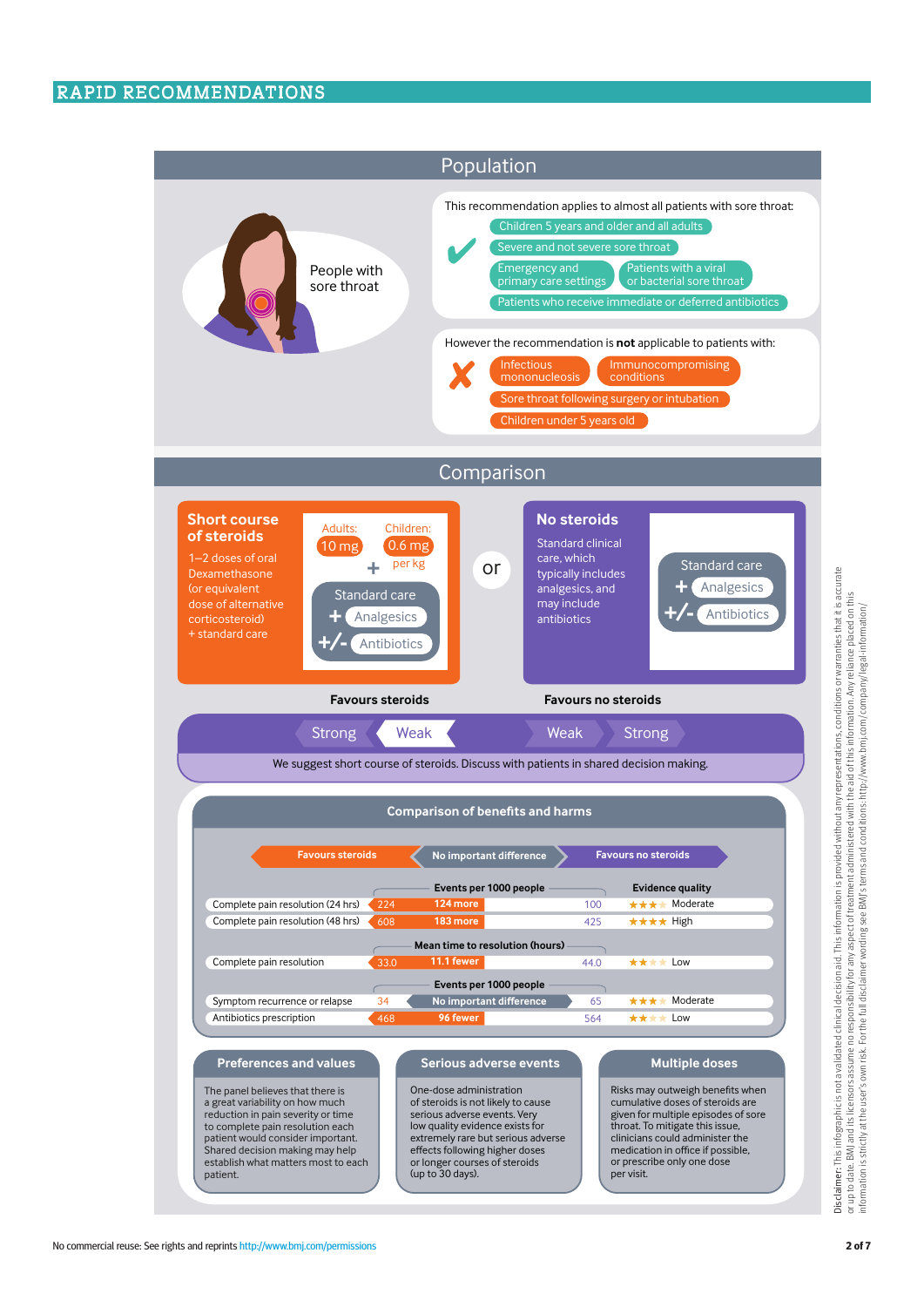# RAPID RECOMMENDATIONS

## Population

People with sore throat

This recommendation applies to almost all patients with sore throat:

- Children 5 years and older and all adults
- Severe and not severe sore throat
- Emergency and primary care settings
- Patients with a viral or bacterial sore throat
- Patients who receive immediate or deferred antibiotics

However the recommendation is **not** applicable to patients with:

- Infectious mononucleosis
- Immunocompromising conditions
- Sore throat following surgery or intubation
- Children under 5 years old

## Comparison

**Short course of steroids**

1–2 doses of oral Dexamethasone (or equivalent dose of alternative corticosteroid) + standard care

Adults: 10 mg
Children: 0.6 mg per kg

+ Standard care
+ Analgesics
+/- Antibiotics

or

**No steroids**

Standard clinical care, which typically includes analgesics, and may include antibiotics

Standard care
+ Analgesics
+/- Antibiotics

**Favours steroids** — Strong | **Weak** — Weak | Strong — **Favours no steroids**

We suggest short course of steroids. Discuss with patients in shared decision making.

### Comparison of benefits and harms

Favours steroids | No important difference | Favours no steroids

| Outcome | Steroids | Difference | No steroids | Evidence quality |
|---|---|---|---|---|
| *Events per 1000 people* | | | | |
| Complete pain resolution (24 hrs) | 224 | 124 more | 100 | ★★★☆ Moderate |
| Complete pain resolution (48 hrs) | 608 | 183 more | 425 | ★★★★ High |
| *Mean time to resolution (hours)* | | | | |
| Complete pain resolution | 33.0 | 11.1 fewer | 44.0 | ★★☆☆ Low |
| *Events per 1000 people* | | | | |
| Symptom recurrence or relapse | 34 | No important difference | 65 | ★★★☆ Moderate |
| Antibiotics prescription | 468 | 96 fewer | 564 | ★★☆☆ Low |

### Preferences and values

The panel believes that there is a great variability on how much reduction in pain severity or time to complete pain resolution each patient would consider important. Shared decision making may help establish what matters most to each patient.

### Serious adverse events

One-dose administration of steroids is not likely to cause serious adverse events. Very low quality evidence exists for extremely rare but serious adverse effects following higher doses or longer courses of steroids (up to 30 days).

### Multiple doses

Risks may outweigh benefits when cumulative doses of steroids are given for multiple episodes of sore throat. To mitigate this issue, clinicians could administer the medication in office if possible, or prescribe only one dose per visit.

Disclaimer: This infographic is not a validated clinical decision aid. This information is provided without any representations, conditions or warranties that it is accurate or up to date. BMJ and its licensors assume no responsibility for any aspect of treatment administered with the aid of this information. Any reliance placed on this information is strictly at the user's own risk. For the full disclaimer wording see BMJ's terms and conditions: http://www.bmj.com/company/legal-information/

No commercial reuse: See rights and reprints http://www.bmj.com/permissions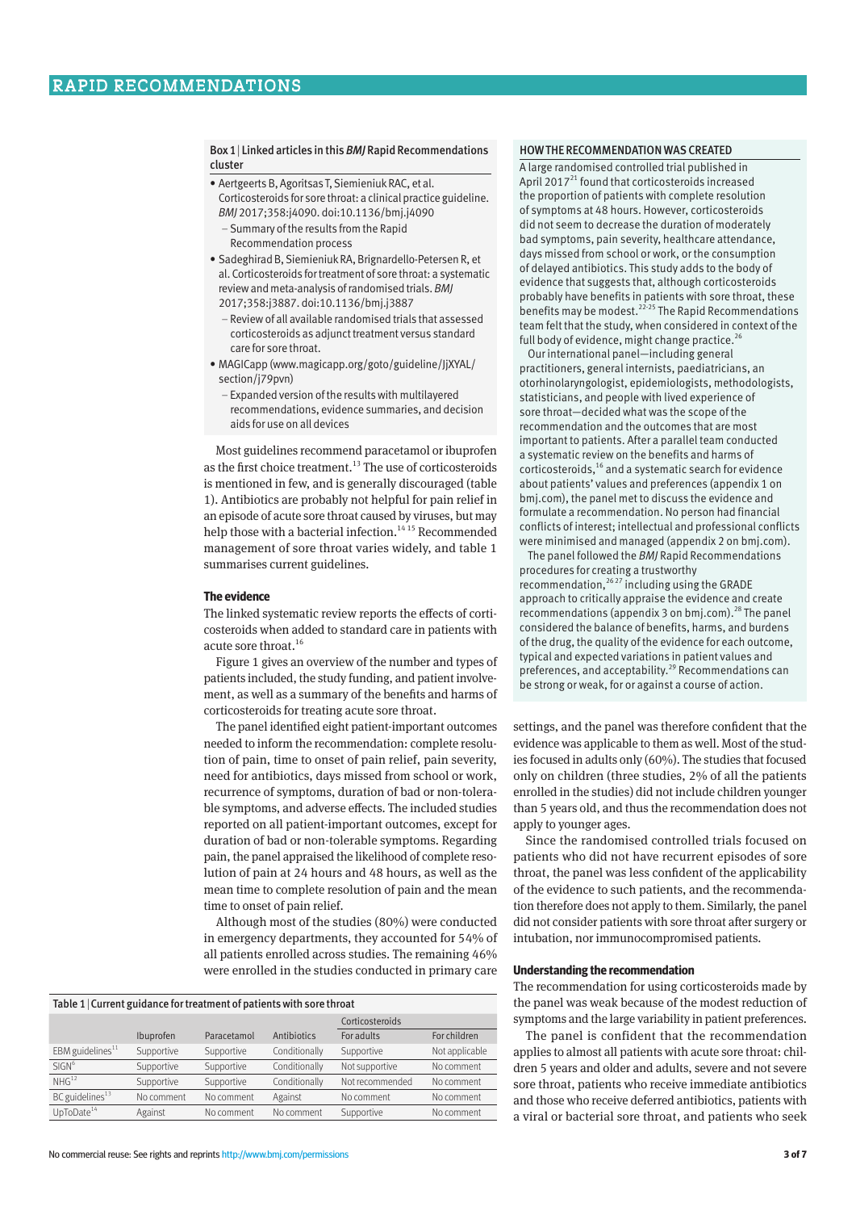**Box 1 | Linked articles in this *BMJ* Rapid Recommendations cluster**

- Aertgeerts B, Agoritsas T, Siemieniuk RAC, et al. Corticosteroids for sore throat: a clinical practice guideline. *BMJ* 2017;358:j4090. doi:10.1136/bmj.j4090
  - Summary of the results from the Rapid Recommendation process
- Sadeghirad B, Siemieniuk RA, Brignardello-Petersen R, et al. Corticosteroids for treatment of sore throat: a systematic review and meta-analysis of randomised trials. *BMJ* 2017;358:j3887. doi:10.1136/bmj.j3887
  - Review of all available randomised trials that assessed corticosteroids as adjunct treatment versus standard care for sore throat.
- MAGICapp (www.magicapp.org/goto/guideline/JjXYAL/section/j79pvn)
  - Expanded version of the results with multilayered recommendations, evidence summaries, and decision aids for use on all devices

Most guidelines recommend paracetamol or ibuprofen as the first choice treatment.[13] The use of corticosteroids is mentioned in few, and is generally discouraged (table 1). Antibiotics are probably not helpful for pain relief in an episode of acute sore throat caused by viruses, but may help those with a bacterial infection.[14 15] Recommended management of sore throat varies widely, and table 1 summarises current guidelines.

## The evidence

The linked systematic review reports the effects of corticosteroids when added to standard care in patients with acute sore throat.[16]

Figure 1 gives an overview of the number and types of patients included, the study funding, and patient involvement, as well as a summary of the benefits and harms of corticosteroids for treating acute sore throat.

The panel identified eight patient-important outcomes needed to inform the recommendation: complete resolution of pain, time to onset of pain relief, pain severity, need for antibiotics, days missed from school or work, recurrence of symptoms, duration of bad or non-tolerable symptoms, and adverse effects. The included studies reported on all patient-important outcomes, except for duration of bad or non-tolerable symptoms. Regarding pain, the panel appraised the likelihood of complete resolution of pain at 24 hours and 48 hours, as well as the mean time to complete resolution of pain and the mean time to onset of pain relief.

Although most of the studies (80%) were conducted in emergency departments, they accounted for 54% of all patients enrolled across studies. The remaining 46% were enrolled in the studies conducted in primary care settings, and the panel was therefore confident that the evidence was applicable to them as well. Most of the studies focused in adults only (60%). The studies that focused only on children (three studies, 2% of all the patients enrolled in the studies) did not include children younger than 5 years old, and thus the recommendation does not apply to younger ages.

Since the randomised controlled trials focused on patients who did not have recurrent episodes of sore throat, the panel was less confident of the applicability of the evidence to such patients, and the recommendation therefore does not apply to them. Similarly, the panel did not consider patients with sore throat after surgery or intubation, nor immunocompromised patients.

**Table 1 | Current guidance for treatment of patients with sore throat**

| | Ibuprofen | Paracetamol | Antibiotics | Corticosteroids: For adults | Corticosteroids: For children |
|---|---|---|---|---|---|
| EBM guidelines[11] | Supportive | Supportive | Conditionally | Supportive | Not applicable |
| SIGN[6] | Supportive | Supportive | Conditionally | Not supportive | No comment |
| NHG[12] | Supportive | Supportive | Conditionally | Not recommended | No comment |
| BC guidelines[13] | No comment | No comment | Against | No comment | No comment |
| UpToDate[14] | Against | No comment | No comment | Supportive | No comment |

### HOW THE RECOMMENDATION WAS CREATED

A large randomised controlled trial published in April 2017[21] found that corticosteroids increased the proportion of patients with complete resolution of symptoms at 48 hours. However, corticosteroids did not seem to decrease the duration of moderately bad symptoms, pain severity, healthcare attendance, days missed from school or work, or the consumption of delayed antibiotics. This study adds to the body of evidence that suggests that, although corticosteroids probably have benefits in patients with sore throat, these benefits may be modest.[22-25] The Rapid Recommendations team felt that the study, when considered in context of the full body of evidence, might change practice.[26]

Our international panel—including general practitioners, general internists, paediatricians, an otorhinolaryngologist, epidemiologists, methodologists, statisticians, and people with lived experience of sore throat—decided what was the scope of the recommendation and the outcomes that are most important to patients. After a parallel team conducted a systematic review on the benefits and harms of corticosteroids,[16] and a systematic search for evidence about patients' values and preferences (appendix 1 on bmj.com), the panel met to discuss the evidence and formulate a recommendation. No person had financial conflicts of interest; intellectual and professional conflicts were minimised and managed (appendix 2 on bmj.com).

The panel followed the *BMJ* Rapid Recommendations procedures for creating a trustworthy recommendation,[26 27] including using the GRADE approach to critically appraise the evidence and create recommendations (appendix 3 on bmj.com).[28] The panel considered the balance of benefits, harms, and burdens of the drug, the quality of the evidence for each outcome, typical and expected variations in patient values and preferences, and acceptability.[29] Recommendations can be strong or weak, for or against a course of action.

## Understanding the recommendation

The recommendation for using corticosteroids made by the panel was weak because of the modest reduction of symptoms and the large variability in patient preferences.

The panel is confident that the recommendation applies to almost all patients with acute sore throat: children 5 years and older and adults, severe and not severe sore throat, patients who receive immediate antibiotics and those who receive deferred antibiotics, patients with a viral or bacterial sore throat, and patients who seek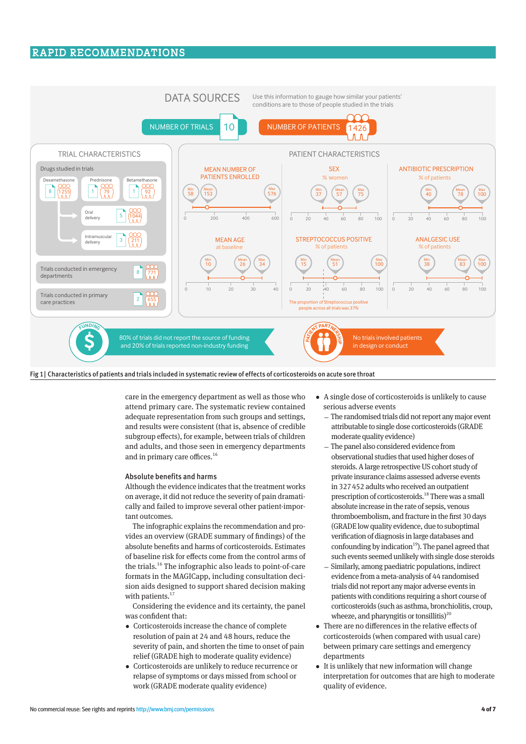## DATA SOURCES

Use this information to gauge how similar your patients' conditions are to those of people studied in the trials

NUMBER OF TRIALS 10

NUMBER OF PATIENTS 1426

### TRIAL CHARACTERISTICS

Drugs studied in trials

- Dexamethasone: 8 trials, 1255 patients
- Prednisone: 1 trial, 79 patients
- Betamethasone: 1 trial, 92 patients
- Oral delivery: 5 trials, 1044 patients
- Intramuscular delivery: 3 trials, 211 patients

Trials conducted in emergency departments: 8 trials, 771 patients

Trials conducted in primary care practices: 2 trials, 655 patients

### PATIENT CHARACTERISTICS

| Characteristic | Min | Mean | Max |
|---|---|---|---|
| Mean number of patients enrolled | 58 | 153 | 576 |
| Sex (% women) | 37 | 57 | 75 |
| Antibiotic prescription (% of patients) | 40 | 78 | 100 |
| Mean age at baseline | 10 | 26 | 34 |
| Streptococcus positive (% of patients) | 15 | 51 | 100 |
| Analgesic use (% of patients) | 38 | 83 | 100 |

The proportion of Streptococcus positive people across all trials was 37%

FUNDING: 80% of trials did not report the source of funding and 20% of trials reported non-industry funding

PATIENT PARTNERSHIP: No trials involved patients in design or conduct

Fig 1 | Characteristics of patients and trials included in systematic review of effects of corticosteroids on acute sore throat

care in the emergency department as well as those who attend primary care. The systematic review contained adequate representation from such groups and settings, and results were consistent (that is, absence of credible subgroup effects), for example, between trials of children and adults, and those seen in emergency departments and in primary care offices.[16]

### Absolute benefits and harms

Although the evidence indicates that the treatment works on average, it did not reduce the severity of pain dramatically and failed to improve several other patient-important outcomes.

The infographic explains the recommendation and provides an overview (GRADE summary of findings) of the absolute benefits and harms of corticosteroids. Estimates of baseline risk for effects come from the control arms of the trials.[16] The infographic also leads to point-of-care formats in the MAGICapp, including consultation decision aids designed to support shared decision making with patients.[17]

Considering the evidence and its certainty, the panel was confident that:

- Corticosteroids increase the chance of complete resolution of pain at 24 and 48 hours, reduce the severity of pain, and shorten the time to onset of pain relief (GRADE high to moderate quality evidence)
- Corticosteroids are unlikely to reduce recurrence or relapse of symptoms or days missed from school or work (GRADE moderate quality evidence)
- A single dose of corticosteroids is unlikely to cause serious adverse events
  - The randomised trials did not report any major event attributable to single dose corticosteroids (GRADE moderate quality evidence)
  - The panel also considered evidence from observational studies that used higher doses of steroids. A large retrospective US cohort study of private insurance claims assessed adverse events in 327 452 adults who received an outpatient prescription of corticosteroids.[18] There was a small absolute increase in the rate of sepsis, venous thromboembolism, and fracture in the first 30 days (GRADE low quality evidence, due to suboptimal verification of diagnosis in large databases and confounding by indication[19]). The panel agreed that such events seemed unlikely with single dose steroids
  - Similarly, among paediatric populations, indirect evidence from a meta-analysis of 44 randomised trials did not report any major adverse events in patients with conditions requiring a short course of corticosteroids (such as asthma, bronchiolitis, croup, wheeze, and pharyngitis or tonsillitis)[20]
- There are no differences in the relative effects of corticosteroids (when compared with usual care) between primary care settings and emergency departments
- It is unlikely that new information will change interpretation for outcomes that are high to moderate quality of evidence.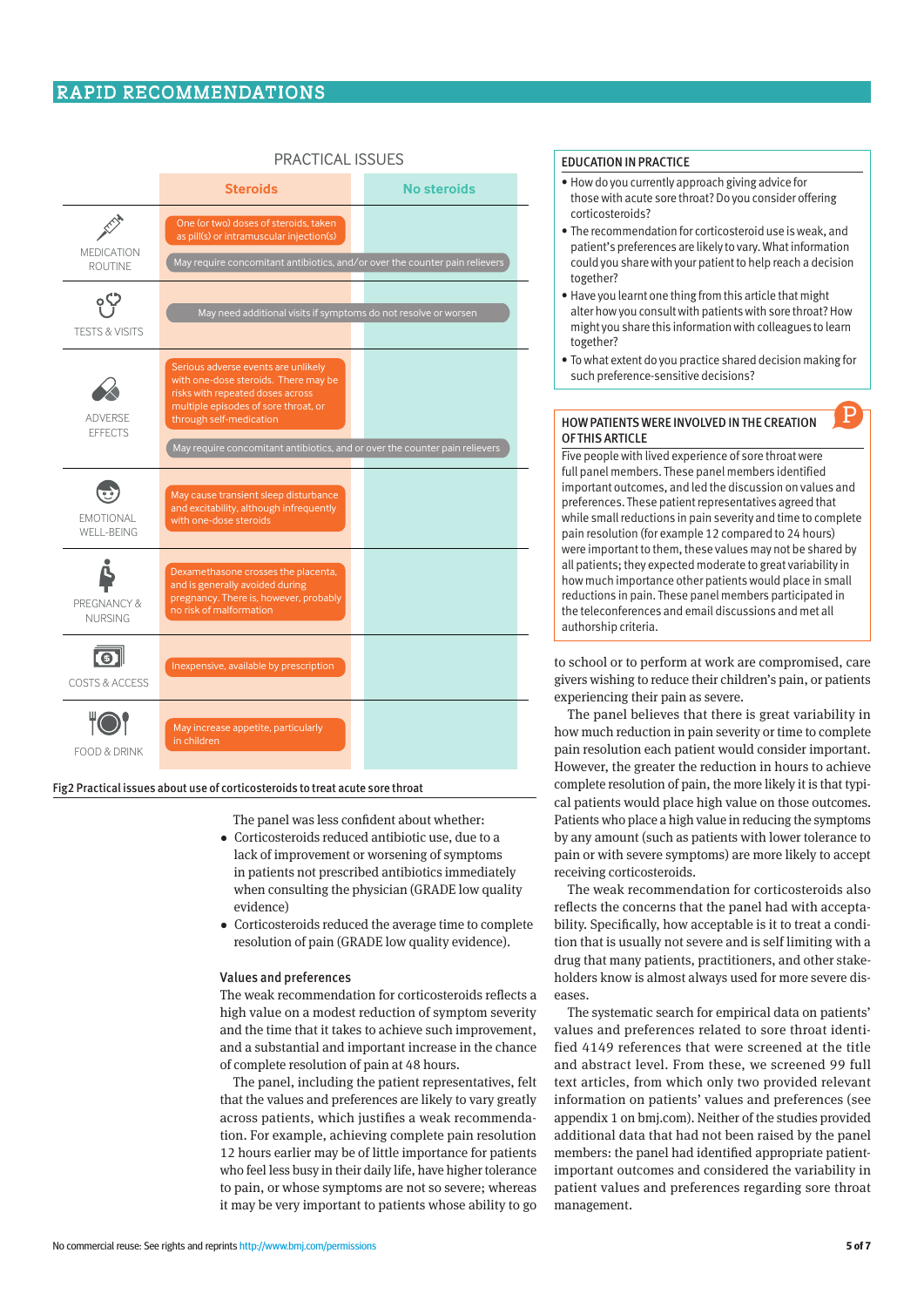PRACTICAL ISSUES

| | Steroids | No steroids |
|---|---|---|
| MEDICATION ROUTINE | One (or two) doses of steroids, taken as pill(s) or intramuscular injection(s); May require concomitant antibiotics, and/or over the counter pain relievers | May require concomitant antibiotics, and/or over the counter pain relievers |
| TESTS & VISITS | May need additional visits if symptoms do not resolve or worsen | May need additional visits if symptoms do not resolve or worsen |
| ADVERSE EFFECTS | Serious adverse events are unlikely with one-dose steroids. There may be risks with repeated doses across multiple episodes of sore throat, or through self-medication; May require concomitant antibiotics, and or over the counter pain relievers | May require concomitant antibiotics, and or over the counter pain relievers |
| EMOTIONAL WELL-BEING | May cause transient sleep disturbance and excitability, although infrequently with one-dose steroids | |
| PREGNANCY & NURSING | Dexamethasone crosses the placenta, and is generally avoided during pregnancy. There is, however, probably no risk of malformation | |
| COSTS & ACCESS | Inexpensive, available by prescription | |
| FOOD & DRINK | May increase appetite, particularly in children | |

**Fig2 Practical issues about use of corticosteroids to treat acute sore throat**

The panel was less confident about whether:

- Corticosteroids reduced antibiotic use, due to a lack of improvement or worsening of symptoms in patients not prescribed antibiotics immediately when consulting the physician (GRADE low quality evidence)
- Corticosteroids reduced the average time to complete resolution of pain (GRADE low quality evidence).

### Values and preferences

The weak recommendation for corticosteroids reflects a high value on a modest reduction of symptom severity and the time that it takes to achieve such improvement, and a substantial and important increase in the chance of complete resolution of pain at 48 hours.

The panel, including the patient representatives, felt that the values and preferences are likely to vary greatly across patients, which justifies a weak recommendation. For example, achieving complete pain resolution 12 hours earlier may be of little importance for patients who feel less busy in their daily life, have higher tolerance to pain, or whose symptoms are not so severe; whereas it may be very important to patients whose ability to go to school or to perform at work are compromised, care givers wishing to reduce their children's pain, or patients experiencing their pain as severe.

The panel believes that there is great variability in how much reduction in pain severity or time to complete pain resolution each patient would consider important. However, the greater the reduction in hours to achieve complete resolution of pain, the more likely it is that typical patients would place high value on those outcomes. Patients who place a high value in reducing the symptoms by any amount (such as patients with lower tolerance to pain or with severe symptoms) are more likely to accept receiving corticosteroids.

The weak recommendation for corticosteroids also reflects the concerns that the panel had with acceptability. Specifically, how acceptable is it to treat a condition that is usually not severe and is self limiting with a drug that many patients, practitioners, and other stakeholders know is almost always used for more severe diseases.

The systematic search for empirical data on patients' values and preferences related to sore throat identified 4149 references that were screened at the title and abstract level. From these, we screened 99 full text articles, from which only two provided relevant information on patients' values and preferences (see appendix 1 on bmj.com). Neither of the studies provided additional data that had not been raised by the panel members: the panel had identified appropriate patient-important outcomes and considered the variability in patient values and preferences regarding sore throat management.

### EDUCATION IN PRACTICE

- How do you currently approach giving advice for those with acute sore throat? Do you consider offering corticosteroids?
- The recommendation for corticosteroid use is weak, and patient's preferences are likely to vary. What information could you share with your patient to help reach a decision together?
- Have you learnt one thing from this article that might alter how you consult with patients with sore throat? How might you share this information with colleagues to learn together?
- To what extent do you practice shared decision making for such preference-sensitive decisions?

### HOW PATIENTS WERE INVOLVED IN THE CREATION OF THIS ARTICLE

Five people with lived experience of sore throat were full panel members. These panel members identified important outcomes, and led the discussion on values and preferences. These patient representatives agreed that while small reductions in pain severity and time to complete pain resolution (for example 12 compared to 24 hours) were important to them, these values may not be shared by all patients; they expected moderate to great variability in how much importance other patients would place in small reductions in pain. These panel members participated in the teleconferences and email discussions and met all authorship criteria.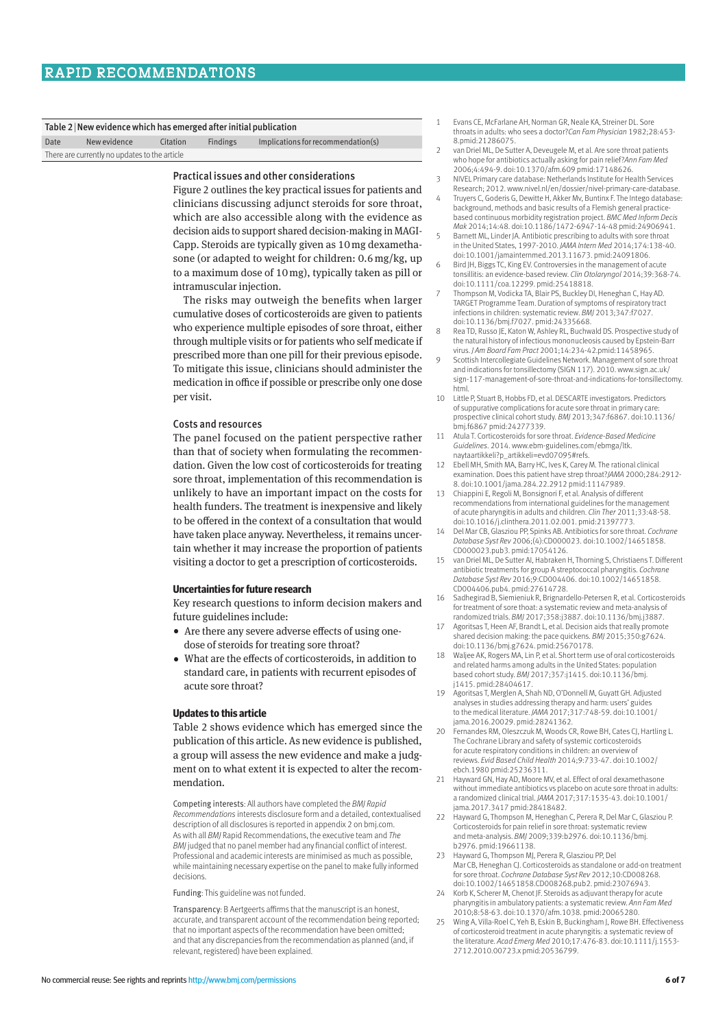Table 2 | New evidence which has emerged after initial publication

| Date | New evidence | Citation | Findings | Implications for recommendation(s) |
|---|---|---|---|---|
| There are currently no updates to the article | | | | |

### Practical issues and other considerations

Figure 2 outlines the key practical issues for patients and clinicians discussing adjunct steroids for sore throat, which are also accessible along with the evidence as decision aids to support shared decision-making in MAGI-Capp. Steroids are typically given as 10 mg dexamethasone (or adapted to weight for children: 0.6 mg/kg, up to a maximum dose of 10 mg), typically taken as pill or intramuscular injection.

The risks may outweigh the benefits when larger cumulative doses of corticosteroids are given to patients who experience multiple episodes of sore throat, either through multiple visits or for patients who self medicate if prescribed more than one pill for their previous episode. To mitigate this issue, clinicians should administer the medication in office if possible or prescribe only one dose per visit.

### Costs and resources

The panel focused on the patient perspective rather than that of society when formulating the recommendation. Given the low cost of corticosteroids for treating sore throat, implementation of this recommendation is unlikely to have an important impact on the costs for health funders. The treatment is inexpensive and likely to be offered in the context of a consultation that would have taken place anyway. Nevertheless, it remains uncertain whether it may increase the proportion of patients visiting a doctor to get a prescription of corticosteroids.

## Uncertainties for future research

Key research questions to inform decision makers and future guidelines include:

- Are there any severe adverse effects of using one-dose of steroids for treating sore throat?
- What are the effects of corticosteroids, in addition to standard care, in patients with recurrent episodes of acute sore throat?

## Updates to this article

Table 2 shows evidence which has emerged since the publication of this article. As new evidence is published, a group will assess the new evidence and make a judgment on to what extent it is expected to alter the recommendation.

Competing interests: All authors have completed the *BMJ Rapid Recommendations* interests disclosure form and a detailed, contextualised description of all disclosures is reported in appendix 2 on bmj.com. As with all *BMJ* Rapid Recommendations, the executive team and *The BMJ* judged that no panel member had any financial conflict of interest. Professional and academic interests are minimised as much as possible, while maintaining necessary expertise on the panel to make fully informed decisions.

Funding: This guideline was not funded.

Transparency: B Aertgeerts affirms that the manuscript is an honest, accurate, and transparent account of the recommendation being reported; that no important aspects of the recommendation have been omitted; and that any discrepancies from the recommendation as planned (and, if relevant, registered) have been explained.

1. Evans CE, McFarlane AH, Norman GR, Neale KA, Streiner DL. Sore throats in adults: who sees a doctor?*Can Fam Physician* 1982;28:453-8.pmid:21286075.
2. van Driel ML, De Sutter A, Deveugele M, et al. Are sore throat patients who hope for antibiotics actually asking for pain relief?*Ann Fam Med* 2006;4:494-9. doi:10.1370/afm.609 pmid:17148626.
3. NIVEL Primary care database: Netherlands Institute for Health Services Research; 2012. www.nivel.nl/en/dossier/nivel-primary-care-database.
4. Truyers C, Goderis G, Dewitte H, Akker Mv, Buntinx F. The Intego database: background, methods and basic results of a Flemish general practice-based continuous morbidity registration project. *BMC Med Inform Decis Mak* 2014;14:48. doi:10.1186/1472-6947-14-48 pmid:24906941.
5. Barnett ML, Linder JA. Antibiotic prescribing to adults with sore throat in the United States, 1997-2010. *JAMA Intern Med* 2014;174:138-40. doi:10.1001/jamainternmed.2013.11673. pmid:24091806.
6. Bird JH, Biggs TC, King EV. Controversies in the management of acute tonsillitis: an evidence-based review. *Clin Otolaryngol* 2014;39:368-74. doi:10.1111/coa.12299. pmid:25418818.
7. Thompson M, Vodicka TA, Blair PS, Buckley DI, Heneghan C, Hay AD. TARGET Programme Team. Duration of symptoms of respiratory tract infections in children: systematic review. *BMJ* 2013;347:f7027. doi:10.1136/bmj.f7027. pmid:24335668.
8. Rea TD, Russo JE, Katon W, Ashley RL, Buchwald DS. Prospective study of the natural history of infectious mononucleosis caused by Epstein-Barr virus. *J Am Board Fam Pract* 2001;14:234-42.pmid:11458965.
9. Scottish Intercollegiate Guidelines Network. Management of sore throat and indications for tonsillectomy (SIGN 117). 2010. www.sign.ac.uk/sign-117-management-of-sore-throat-and-indications-for-tonsillectomy.html.
10. Little P, Stuart B, Hobbs FD, et al. DESCARTE investigators. Predictors of suppurative complications for acute sore throat in primary care: prospective clinical cohort study. *BMJ* 2013;347:f6867. doi:10.1136/bmj.f6867 pmid:24277339.
11. Atula T. Corticosteroids for sore throat. *Evidence-Based Medicine Guidelines*. 2014. www.ebm-guidelines.com/ebmga/ltk.naytaartikkeli?p_artikkeli=evd07095#refs.
12. Ebell MH, Smith MA, Barry HC, Ives K, Carey M. The rational clinical examination. Does this patient have strep throat?*JAMA* 2000;284:2912-8. doi:10.1001/jama.284.22.2912 pmid:11147989.
13. Chiappini E, Regoli M, Bonsignori F, et al. Analysis of different recommendations from international guidelines for the management of acute pharyngitis in adults and children. *Clin Ther* 2011;33:48-58. doi:10.1016/j.clinthera.2011.02.001. pmid:21397773.
14. Del Mar CB, Glasziou PP, Spinks AB. Antibiotics for sore throat. *Cochrane Database Syst Rev* 2006;(4):CD000023. doi:10.1002/14651858.CD000023.pub3. pmid:17054126.
15. van Driel ML, De Sutter AI, Habraken H, Thorning S, Christiaens T. Different antibiotic treatments for group A streptococcal pharyngitis. *Cochrane Database Syst Rev* 2016;9:CD004406. doi:10.1002/14651858.CD004406.pub4. pmid:27614728.
16. Sadhegirad B, Siemieniuk R, Brignardello-Petersen R, et al. Corticosteroids for treatment of sore thoat: a systematic review and meta-analysis of randomized trials. *BMJ* 2017;358:j3887. doi:10.1136/bmj.j3887.
17. Agoritsas T, Heen AF, Brandt L, et al. Decision aids that really promote shared decision making: the pace quickens. *BMJ* 2015;350:g7624. doi:10.1136/bmj.g7624. pmid:25670178.
18. Waljee AK, Rogers MA, Lin P, et al. Short term use of oral corticosteroids and related harms among adults in the United States: population based cohort study. *BMJ* 2017;357:j1415. doi:10.1136/bmj.j1415. pmid:28404617.
19. Agoritsas T, Merglen A, Shah ND, O'Donnell M, Guyatt GH. Adjusted analyses in studies addressing therapy and harm: users' guides to the medical literature. *JAMA* 2017;317:748-59. doi:10.1001/jama.2016.20029. pmid:28241362.
20. Fernandes RM, Oleszczuk M, Woods CR, Rowe BH, Cates CJ, Hartling L. The Cochrane Library and safety of systemic corticosteroids for acute respiratory conditions in children: an overview of reviews. *Evid Based Child Health* 2014;9:733-47. doi:10.1002/ebch.1980 pmid:25236311.
21. Hayward GN, Hay AD, Moore MV, et al. Effect of oral dexamethasone without immediate antibiotics vs placebo on acute sore throat in adults: a randomized clinical trial. *JAMA* 2017;317:1535-43. doi:10.1001/jama.2017.3417 pmid:28418482.
22. Hayward G, Thompson M, Heneghan C, Perera R, Del Mar C, Glasziou P. Corticosteroids for pain relief in sore throat: systematic review and meta-analysis. *BMJ* 2009;339:b2976. doi:10.1136/bmj.b2976. pmid:19661138.
23. Hayward G, Thompson MJ, Perera R, Glasziou PP, Del Mar CB, Heneghan CJ. Corticosteroids as standalone or add-on treatment for sore throat. *Cochrane Database Syst Rev* 2012;10:CD008268. doi:10.1002/14651858.CD008268.pub2. pmid:23076943.
24. Korb K, Scherer M, Chenot JF. Steroids as adjuvant therapy for acute pharyngitis in ambulatory patients: a systematic review. *Ann Fam Med* 2010;8:58-63. doi:10.1370/afm.1038. pmid:20065280.
25. Wing A, Villa-Roel C, Yeh B, Eskin B, Buckingham J, Rowe BH. Effectiveness of corticosteroid treatment in acute pharyngitis: a systematic review of the literature. *Acad Emerg Med* 2010;17:476-83. doi:10.1111/j.1553-2712.2010.00723.x pmid:20536799.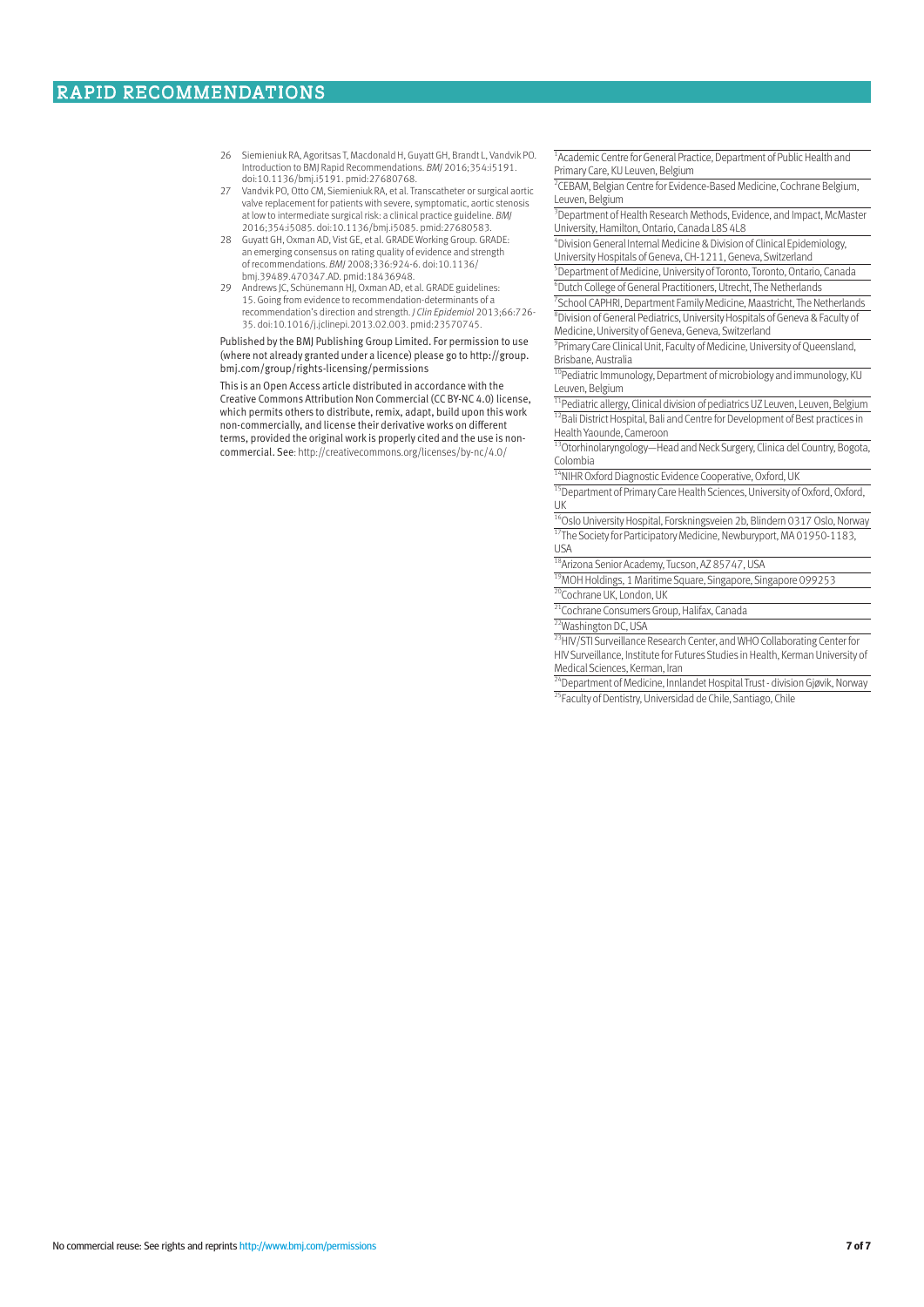26 Siemieniuk RA, Agoritsas T, Macdonald H, Guyatt GH, Brandt L, Vandvik PO. Introduction to BMJ Rapid Recommendations. *BMJ* 2016;354:i5191. doi:10.1136/bmj.i5191. pmid:27680768.

27 Vandvik PO, Otto CM, Siemieniuk RA, et al. Transcatheter or surgical aortic valve replacement for patients with severe, symptomatic, aortic stenosis at low to intermediate surgical risk: a clinical practice guideline. *BMJ* 2016;354:i5085. doi:10.1136/bmj.i5085. pmid:27680583.

28 Guyatt GH, Oxman AD, Vist GE, et al. GRADE Working Group. GRADE: an emerging consensus on rating quality of evidence and strength of recommendations. *BMJ* 2008;336:924-6. doi:10.1136/bmj.39489.470347.AD. pmid:18436948.

29 Andrews JC, Schünemann HJ, Oxman AD, et al. GRADE guidelines: 15. Going from evidence to recommendation-determinants of a recommendation's direction and strength. *J Clin Epidemiol* 2013;66:726-35. doi:10.1016/j.jclinepi.2013.02.003. pmid:23570745.

Published by the BMJ Publishing Group Limited. For permission to use (where not already granted under a licence) please go to http://group.bmj.com/group/rights-licensing/permissions

This is an Open Access article distributed in accordance with the Creative Commons Attribution Non Commercial (CC BY-NC 4.0) license, which permits others to distribute, remix, adapt, build upon this work non-commercially, and license their derivative works on different terms, provided the original work is properly cited and the use is non-commercial. See: http://creativecommons.org/licenses/by-nc/4.0/

[1] Academic Centre for General Practice, Department of Public Health and Primary Care, KU Leuven, Belgium

[2] CEBAM, Belgian Centre for Evidence-Based Medicine, Cochrane Belgium, Leuven, Belgium

[3] Department of Health Research Methods, Evidence, and Impact, McMaster University, Hamilton, Ontario, Canada L8S 4L8

[4] Division General Internal Medicine & Division of Clinical Epidemiology, University Hospitals of Geneva, CH-1211, Geneva, Switzerland

[5] Department of Medicine, University of Toronto, Toronto, Ontario, Canada

[6] Dutch College of General Practitioners, Utrecht, The Netherlands

[7] School CAPHRI, Department Family Medicine, Maastricht, The Netherlands

[8] Division of General Pediatrics, University Hospitals of Geneva & Faculty of Medicine, University of Geneva, Geneva, Switzerland

[9] Primary Care Clinical Unit, Faculty of Medicine, University of Queensland, Brisbane, Australia

[10] Pediatric Immunology, Department of microbiology and immunology, KU Leuven, Belgium

[11] Pediatric allergy, Clinical division of pediatrics UZ Leuven, Leuven, Belgium

[12] Bali District Hospital, Bali and Centre for Development of Best practices in Health Yaounde, Cameroon

[13] Otorhinolaryngology—Head and Neck Surgery, Clinica del Country, Bogota, Colombia

[14] NIHR Oxford Diagnostic Evidence Cooperative, Oxford, UK

[15] Department of Primary Care Health Sciences, University of Oxford, Oxford, UK

[16] Oslo University Hospital, Forskningsveien 2b, Blindern 0317 Oslo, Norway

[17] The Society for Participatory Medicine, Newburyport, MA 01950-1183, USA

[18] Arizona Senior Academy, Tucson, AZ 85747, USA

[19] MOH Holdings, 1 Maritime Square, Singapore, Singapore 099253

[20] Cochrane UK, London, UK

[21] Cochrane Consumers Group, Halifax, Canada

[22] Washington DC, USA

[23] HIV/STI Surveillance Research Center, and WHO Collaborating Center for HIV Surveillance, Institute for Futures Studies in Health, Kerman University of Medical Sciences, Kerman, Iran

[24] Department of Medicine, Innlandet Hospital Trust - division Gjøvik, Norway

[25] Faculty of Dentistry, Universidad de Chile, Santiago, Chile